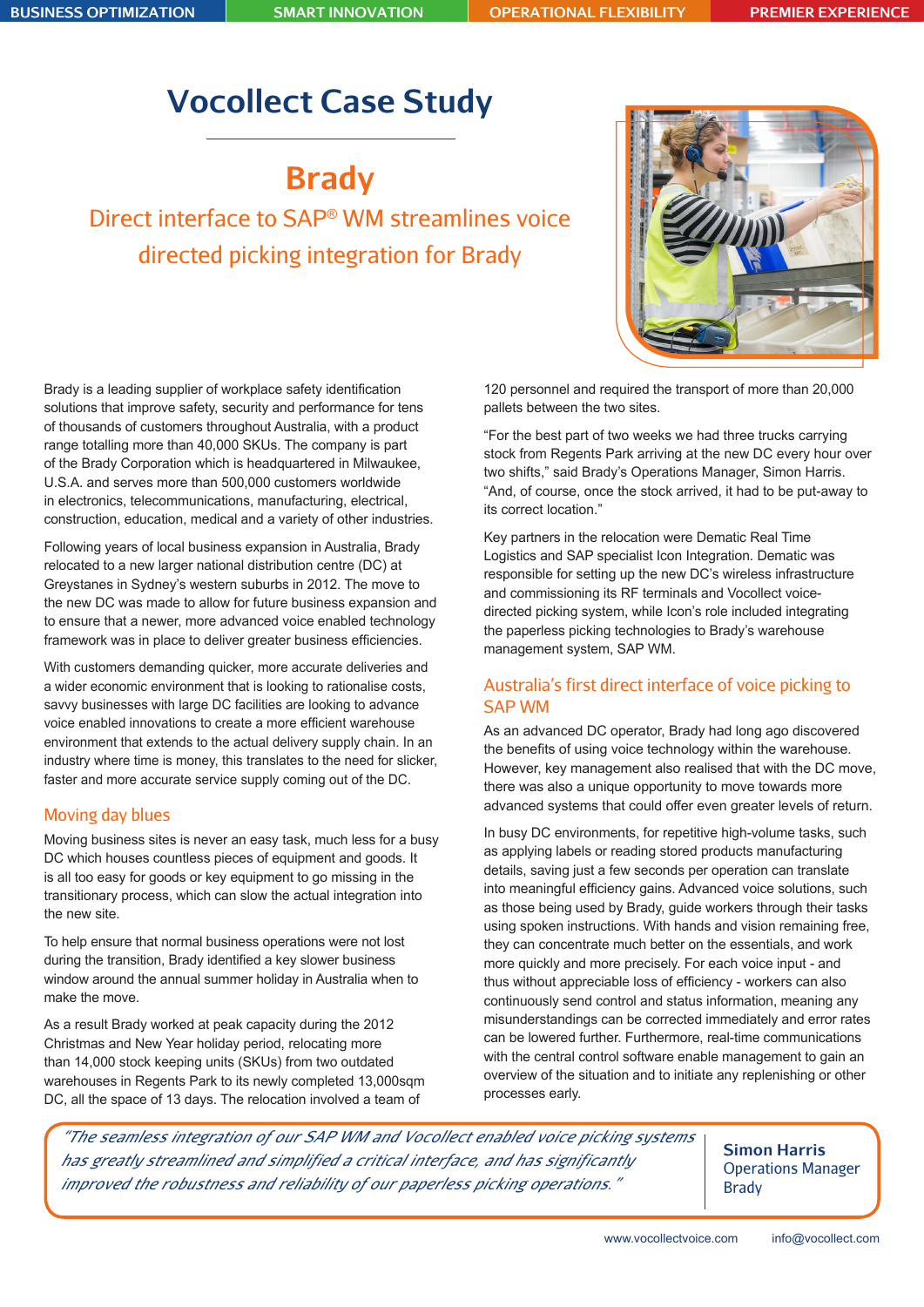BUSINESS OPTIMIZATION | SMART INNOVATION | OPERATIONAL FLEXIBILITY | PREMIER EXPERIENCE

# Vocollect Case Study

## Brady

### Direct interface to SAP® WM streamlines voice directed picking integration for Brady

Brady is a leading supplier of workplace safety identification solutions that improve safety, security and performance for tens of thousands of customers throughout Australia, with a product range totalling more than 40,000 SKUs. The company is part of the Brady Corporation which is headquartered in Milwaukee, U.S.A. and serves more than 500,000 customers worldwide in electronics, telecommunications, manufacturing, electrical, construction, education, medical and a variety of other industries.

Following years of local business expansion in Australia, Brady relocated to a new larger national distribution centre (DC) at Greystanes in Sydney's western suburbs in 2012. The move to the new DC was made to allow for future business expansion and to ensure that a newer, more advanced voice enabled technology framework was in place to deliver greater business efficiencies.

With customers demanding quicker, more accurate deliveries and a wider economic environment that is looking to rationalise costs, savvy businesses with large DC facilities are looking to advance voice enabled innovations to create a more efficient warehouse environment that extends to the actual delivery supply chain. In an industry where time is money, this translates to the need for slicker, faster and more accurate service supply coming out of the DC.

### Moving day blues

Moving business sites is never an easy task, much less for a busy DC which houses countless pieces of equipment and goods. It is all too easy for goods or key equipment to go missing in the transitionary process, which can slow the actual integration into the new site.

To help ensure that normal business operations were not lost during the transition, Brady identified a key slower business window around the annual summer holiday in Australia when to make the move.

As a result Brady worked at peak capacity during the 2012 Christmas and New Year holiday period, relocating more than 14,000 stock keeping units (SKUs) from two outdated warehouses in Regents Park to its newly completed 13,000sqm DC, all the space of 13 days. The relocation involved a team of 120 personnel and required the transport of more than 20,000 pallets between the two sites.

"For the best part of two weeks we had three trucks carrying stock from Regents Park arriving at the new DC every hour over two shifts," said Brady's Operations Manager, Simon Harris. "And, of course, once the stock arrived, it had to be put-away to its correct location."

Key partners in the relocation were Dematic Real Time Logistics and SAP specialist Icon Integration. Dematic was responsible for setting up the new DC's wireless infrastructure and commissioning its RF terminals and Vocollect voice-directed picking system, while Icon's role included integrating the paperless picking technologies to Brady's warehouse management system, SAP WM.

### Australia's first direct interface of voice picking to SAP WM

As an advanced DC operator, Brady had long ago discovered the benefits of using voice technology within the warehouse. However, key management also realised that with the DC move, there was also a unique opportunity to move towards more advanced systems that could offer even greater levels of return.

In busy DC environments, for repetitive high-volume tasks, such as applying labels or reading stored products manufacturing details, saving just a few seconds per operation can translate into meaningful efficiency gains. Advanced voice solutions, such as those being used by Brady, guide workers through their tasks using spoken instructions. With hands and vision remaining free, they can concentrate much better on the essentials, and work more quickly and more precisely. For each voice input - and thus without appreciable loss of efficiency - workers can also continuously send control and status information, meaning any misunderstandings can be corrected immediately and error rates can be lowered further. Furthermore, real-time communications with the central control software enable management to gain an overview of the situation and to initiate any replenishing or other processes early.

> *"The seamless integration of our SAP WM and Vocollect enabled voice picking systems has greatly streamlined and simplified a critical interface, and has significantly improved the robustness and reliability of our paperless picking operations."*
>
> **Simon Harris**
> Operations Manager
> Brady

www.vocollectvoice.com info@vocollect.com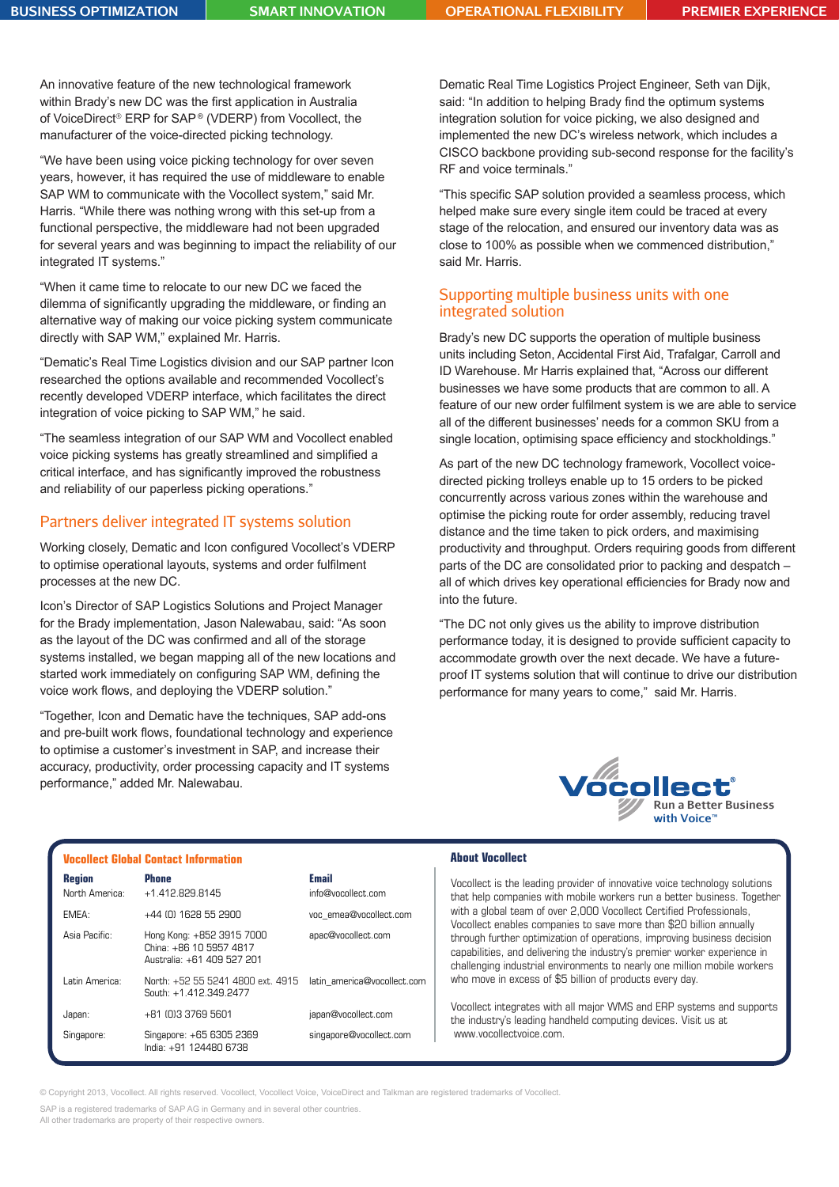An innovative feature of the new technological framework within Brady's new DC was the first application in Australia of VoiceDirect® ERP for SAP® (VDERP) from Vocollect, the manufacturer of the voice-directed picking technology.

"We have been using voice picking technology for over seven years, however, it has required the use of middleware to enable SAP WM to communicate with the Vocollect system," said Mr. Harris. "While there was nothing wrong with this set-up from a functional perspective, the middleware had not been upgraded for several years and was beginning to impact the reliability of our integrated IT systems."

"When it came time to relocate to our new DC we faced the dilemma of significantly upgrading the middleware, or finding an alternative way of making our voice picking system communicate directly with SAP WM," explained Mr. Harris.

"Dematic's Real Time Logistics division and our SAP partner Icon researched the options available and recommended Vocollect's recently developed VDERP interface, which facilitates the direct integration of voice picking to SAP WM," he said.

"The seamless integration of our SAP WM and Vocollect enabled voice picking systems has greatly streamlined and simplified a critical interface, and has significantly improved the robustness and reliability of our paperless picking operations."

## Partners deliver integrated IT systems solution

Working closely, Dematic and Icon configured Vocollect's VDERP to optimise operational layouts, systems and order fulfilment processes at the new DC.

Icon's Director of SAP Logistics Solutions and Project Manager for the Brady implementation, Jason Nalewabau, said: "As soon as the layout of the DC was confirmed and all of the storage systems installed, we began mapping all of the new locations and started work immediately on configuring SAP WM, defining the voice work flows, and deploying the VDERP solution."

"Together, Icon and Dematic have the techniques, SAP add-ons and pre-built work flows, foundational technology and experience to optimise a customer's investment in SAP, and increase their accuracy, productivity, order processing capacity and IT systems performance," added Mr. Nalewabau.

Dematic Real Time Logistics Project Engineer, Seth van Dijk, said: "In addition to helping Brady find the optimum systems integration solution for voice picking, we also designed and implemented the new DC's wireless network, which includes a CISCO backbone providing sub-second response for the facility's RF and voice terminals."

"This specific SAP solution provided a seamless process, which helped make sure every single item could be traced at every stage of the relocation, and ensured our inventory data was as close to 100% as possible when we commenced distribution," said Mr. Harris.

## Supporting multiple business units with one integrated solution

Brady's new DC supports the operation of multiple business units including Seton, Accidental First Aid, Trafalgar, Carroll and ID Warehouse. Mr Harris explained that, "Across our different businesses we have some products that are common to all. A feature of our new order fulfilment system is we are able to service all of the different businesses' needs for a common SKU from a single location, optimising space efficiency and stockholdings."

As part of the new DC technology framework, Vocollect voice-directed picking trolleys enable up to 15 orders to be picked concurrently across various zones within the warehouse and optimise the picking route for order assembly, reducing travel distance and the time taken to pick orders, and maximising productivity and throughput. Orders requiring goods from different parts of the DC are consolidated prior to packing and despatch – all of which drives key operational efficiencies for Brady now and into the future.

"The DC not only gives us the ability to improve distribution performance today, it is designed to provide sufficient capacity to accommodate growth over the next decade. We have a future-proof IT systems solution that will continue to drive our distribution performance for many years to come," said Mr. Harris.

Vocollect®
Run a Better Business with Voice™

### Vocollect Global Contact Information

| Region | Phone | Email |
|---|---|---|
| North America: | +1.412.829.8145 | info@vocollect.com |
| EMEA: | +44 (0) 1628 55 2900 | voc_emea@vocollect.com |
| Asia Pacific: | Hong Kong: +852 3915 7000<br>China: +86 10 5957 4817<br>Australia: +61 409 527 201 | apac@vocollect.com |
| Latin America: | North: +52 55 5241 4800 ext. 4915<br>South: +1.412.349.2477 | latin_america@vocollect.com |
| Japan: | +81 (0)3 3769 5601 | japan@vocollect.com |
| Singapore: | Singapore: +65 6305 2369<br>India: +91 124480 6738 | singapore@vocollect.com |

### About Vocollect

Vocollect is the leading provider of innovative voice technology solutions that help companies with mobile workers run a better business. Together with a global team of over 2,000 Vocollect Certified Professionals, Vocollect enables companies to save more than $20 billion annually through further optimization of operations, improving business decision capabilities, and delivering the industry's premier worker experience in challenging industrial environments to nearly one million mobile workers who move in excess of $5 billion of products every day.

Vocollect integrates with all major WMS and ERP systems and supports the industry's leading handheld computing devices. Visit us at www.vocollectvoice.com.

© Copyright 2013, Vocollect. All rights reserved. Vocollect, Vocollect Voice, VoiceDirect and Talkman are registered trademarks of Vocollect.

SAP is a registered trademarks of SAP AG in Germany and in several other countries.
All other trademarks are property of their respective owners.